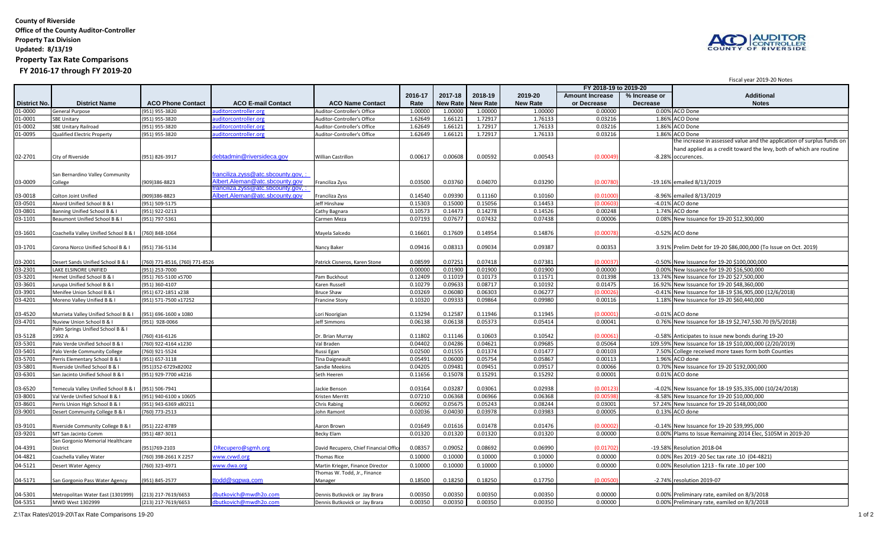**County of Riverside**
**Office of the County Auditor-Controller**
**Property Tax Division**
**Updated: 8/13/19**

## Property Tax Rate Comparisons
## FY 2016-17 through FY 2019-20

Fiscal year 2019-20 Notes

| District No. | District Name | ACO Phone Contact | ACO E-mail Contact | ACO Name Contact | 2016-17 Rate | 2017-18 New Rate | 2018-19 New Rate | 2019-20 New Rate | FY 2018-19 to 2019-20 Amount Increase or Decrease | % Increase or Decrease | Additional Notes |
|---|---|---|---|---|---|---|---|---|---|---|---|
| 01-0000 | General Purpose | (951) 955-3820 | auditorcontroller.org | Auditor-Controller's Office | 1.00000 | 1.00000 | 1.00000 | 1.00000 | 0.00000 | 0.00% | ACO Done |
| 01-0001 | SBE Unitary | (951) 955-3820 | auditorcontroller.org | Auditor-Controller's Office | 1.62649 | 1.66121 | 1.72917 | 1.76133 | 0.03216 | 1.86% | ACO Done |
| 01-0002 | SBE Unitary Railroad | (951) 955-3820 | auditorcontroller.org | Auditor-Controller's Office | 1.62649 | 1.66121 | 1.72917 | 1.76133 | 0.03216 | 1.86% | ACO Done |
| 01-0095 | Qualified Electric Property | (951) 955-3820 | auditorcontroller.org | Auditor-Controller's Office | 1.62649 | 1.66121 | 1.72917 | 1.76133 | 0.03216 | 1.86% | ACO Done |
| 02-2701 | City of Riverside | (951) 826-3917 | debtadmin@riversideca.gov | Willian Castrillon | 0.00617 | 0.00608 | 0.00592 | 0.00543 | (0.00049) | -8.28% | the increase in assessed value and the application of surplus funds on hand applied as a credit toward the levy, both of which are routine occurences. |
| 03-0009 | San Bernardino Valley Community College | (909)386-8823 | franciliza.zyss@atc.sbcounty.gov, ; Albert.Aleman@atc.sbcounty.gov | Franciliza Zyss | 0.03500 | 0.03760 | 0.04070 | 0.03290 | (0.00780) | -19.16% | emailed 8/13/2019 |
| 03-0018 | Colton Joint Unified | (909)386-8823 | franciliza.zyss@atc.sbcounty.gov, ; Albert.Aleman@atc.sbcounty.gov | Franciliza Zyss | 0.14540 | 0.09390 | 0.11160 | 0.10160 | (0.01000) | -8.96% | emailed 8/13/2019 |
| 03-0501 | Alvord Unified School B & I | (951) 509-5175 | | Jeff Hinshaw | 0.15303 | 0.15000 | 0.15056 | 0.14453 | (0.00603) | -4.01% | ACO done |
| 03-0801 | Banning Unified School B & I | (951) 922-0213 | | Cathy Bagnara | 0.10573 | 0.14473 | 0.14278 | 0.14526 | 0.00248 | 1.74% | ACO done |
| 03-1101 | Beaumont Unified School B & I | (951) 797-5361 | | Carmen Meza | 0.07193 | 0.07677 | 0.07432 | 0.07438 | 0.00006 | 0.08% | New Issuance for 19-20 $12,300,000 |
| 03-1601 | Coachella Valley Unified School B & I | (760) 848-1064 | | Mayela Salcedo | 0.16601 | 0.17609 | 0.14954 | 0.14876 | (0.00078) | -0.52% | ACO done |
| 03-1701 | Corona Norco Unified School B & I | (951) 736-5134 | | Nancy Baker | 0.09416 | 0.08313 | 0.09034 | 0.09387 | 0.00353 | 3.91% | Prelim Debt for 19-20 $86,000,000 (To Issue on Oct. 2019) |
| 03-2001 | Desert Sands Unified School B & I | (760) 771-8516, (760) 771-8526 | | Patrick Cisneros, Karen Stone | 0.08599 | 0.07251 | 0.07418 | 0.07381 | (0.00037) | -0.50% | New Issuance for 19-20 $100,000,000 |
| 03-2301 | LAKE ELSINORE UNIFIED | (951) 253-7000 | | | 0.00000 | 0.01900 | 0.01900 | 0.01900 | 0.00000 | 0.00% | New Issuance for 19-20 $16,500,000 |
| 03-3201 | Hemet Unified School B & I | (951) 765-5100 x5700 | | Pam Buckhout | 0.12409 | 0.11019 | 0.10173 | 0.11571 | 0.01398 | 13.74% | New Issuance for 19-20 $27,500,000 |
| 03-3601 | Jurupa Unified School B & I | (951) 360-4107 | | Karen Russell | 0.10279 | 0.09633 | 0.08717 | 0.10192 | 0.01475 | 16.92% | New Issuance for 19-20 $48,360,000 |
| 03-3901 | Menifee Union School B & I | (951) 672-1851 x238 | | Bruce Shaw | 0.03269 | 0.06080 | 0.06303 | 0.06277 | (0.00026) | -0.41% | New Issuance for 18-19 $36,905,000 (12/6/2018) |
| 03-4201 | Moreno Valley Unified B & I | (951) 571-7500 x17252 | | Francine Story | 0.10320 | 0.09333 | 0.09864 | 0.09980 | 0.00116 | 1.18% | New Issuance for 19-20 $60,440,000 |
| 03-4520 | Murrieta Valley Unified School B & I | (951) 696-1600 x 1080 | | Lori Noorigian | 0.13294 | 0.12587 | 0.11946 | 0.11945 | (0.00001) | -0.01% | ACO done |
| 03-4701 | Nuview Union School B & I | (951) 928-0066 | | Jeff Simmons | 0.06138 | 0.06138 | 0.05373 | 0.05414 | 0.00041 | 0.76% | New Issuance for 18-19 $2,747,530.70 (9/5/2018) |
| 03-5128 | Palm Springs Unified School B & I 1992 A | (760) 416-6126 | | Dr. Brian Murray | 0.11802 | 0.11146 | 0.10603 | 0.10542 | (0.00061) | -0.58% | Anticipates to issue new bonds during 19-20 |
| 03-5301 | Palo Verde Unified School B & I | (760) 922-4164 x1230 | | Val Braden | 0.04402 | 0.04286 | 0.04621 | 0.09685 | 0.05064 | 109.59% | New Issuance for 18-19 $10,000,000 (2/20/2019) |
| 03-5401 | Palo Verde Community College | (760) 921-5524 | | Russi Egan | 0.02500 | 0.01555 | 0.01374 | 0.01477 | 0.00103 | 7.50% | College received more taxes form both Counties |
| 03-5701 | Perris Elementary School B & I | (951) 657-3118 | | Tina Daigneault | 0.05491 | 0.06000 | 0.05754 | 0.05867 | 0.00113 | 1.96% | ACO done |
| 03-5801 | Riverside Unified School B & I | (951)352-6729x82002 | | Sandie Meekins | 0.04205 | 0.09481 | 0.09451 | 0.09517 | 0.00066 | 0.70% | New Issuance for 19-20 $192,000,000 |
| 03-6301 | San Jacinto Unified School B & I | (951) 929-7700 x4216 | | Seth Heeren | 0.11656 | 0.15078 | 0.15291 | 0.15292 | 0.00001 | 0.01% | ACO done |
| 03-6520 | Temecula Valley Unified School B & I | (951) 506-7941 | | Jackie Benson | 0.03164 | 0.03287 | 0.03061 | 0.02938 | (0.00123) | -4.02% | New Issuance for 18-19 $35,335,000 (10/24/2018) |
| 03-8001 | Val Verde Unified School B & I | (951) 940-6100 x 10605 | | Kristen Merritt | 0.07210 | 0.06368 | 0.06966 | 0.06368 | (0.00598) | -8.58% | New Issuance for 19-20 $10,000,000 |
| 03-8601 | Perris Union High School B & I | (951) 943-6369 x80211 | | Chris Rabing | 0.06092 | 0.05675 | 0.05243 | 0.08244 | 0.03001 | 57.24% | New Issuance for 19-20 $148,000,000 |
| 03-9001 | Desert Community College B & I | (760) 773-2513 | | John Ramont | 0.02036 | 0.04030 | 0.03978 | 0.03983 | 0.00005 | 0.13% | ACO done |
| 03-9101 | Riverside Community College B & I | (951) 222-8789 | | Aaron Brown | 0.01649 | 0.01616 | 0.01478 | 0.01476 | (0.00002) | -0.14% | New Issuance for 19-20 $39,995,000 |
| 03-9201 | MT San Jacinto Comm | (951) 487-3011 | | Becky Elam | 0.01320 | 0.01320 | 0.01320 | 0.01320 | 0.00000 | 0.00% | Plams to Issue Remaining 2014 Elec, $105M in 2019-20 |
| 04-4391 | San Gorgonio Memorial Healthcare District | (951)769-2103 | DRecupero@sgmh.org | David Recupero, Chief Financial Office | 0.08357 | 0.09052 | 0.08692 | 0.06990 | (0.01702) | -19.58% | Resolution 2018-04 |
| 04-4821 | Coachella Valley Water | (760) 398-2661 X 2257 | www.cvwd.org | Thomas Rice | 0.10000 | 0.10000 | 0.10000 | 0.10000 | 0.00000 | 0.00% | Res 2019 -20 Sec tax rate .10 (04-4821) |
| 04-5121 | Desert Water Agency | (760) 323-4971 | www.dwa.org | Martin Krieger, Finance Director | 0.10000 | 0.10000 | 0.10000 | 0.10000 | 0.00000 | 0.00% | Resolution 1213 - fix rate .10 per 100 |
| 04-5171 | San Gorgonio Pass Water Agency | (951) 845-2577 | ttodd@sgpwa.com | Thomas W. Todd, Jr., Finance Manager | 0.18500 | 0.18250 | 0.18250 | 0.17750 | (0.00500) | -2.74% | resolution 2019-07 |
| 04-5301 | Metropolitan Water East (1301999) | (213) 217-7619/6653 | dbutkovich@mwdh2o.com | Dennis Butkovick or Jay Brara | 0.00350 | 0.00350 | 0.00350 | 0.00350 | 0.00000 | 0.00% | Preliminary rate, eamiled on 8/3/2018 |
| 04-5351 | MWD West 1302999 | (213) 217-7619/6653 | dbutkovich@mwdh2o.com | Dennis Butkovick or Jay Brara | 0.00350 | 0.00350 | 0.00350 | 0.00350 | 0.00000 | 0.00% | Preliminary rate, eamiled on 8/3/2018 |

Z:\Tax Rates\2019-20\Tax Rate Comparisons 19-20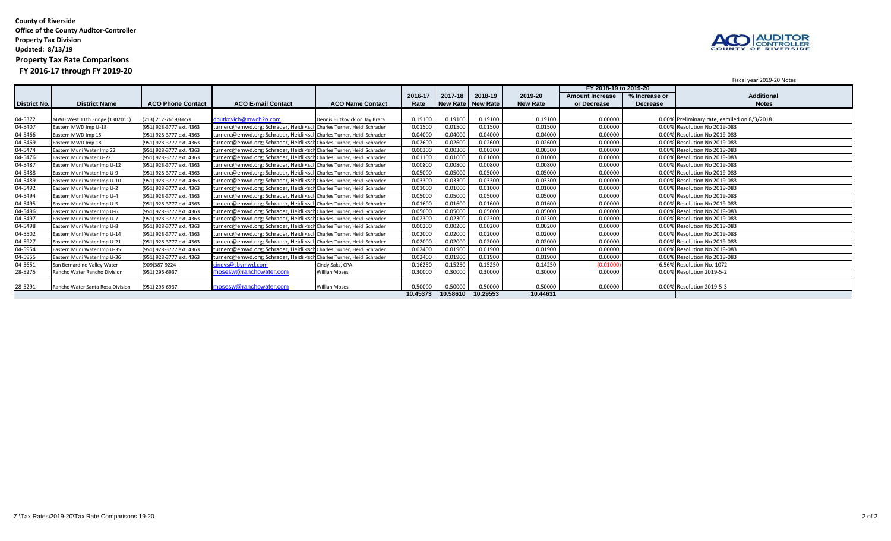**County of Riverside**
**Office of the County Auditor-Controller**
**Property Tax Division**
**Updated: 8/13/19**

## Property Tax Rate Comparisons
## FY 2016-17 through FY 2019-20

Fiscal year 2019-20 Notes

| District No. | District Name | ACO Phone Contact | ACO E-mail Contact | ACO Name Contact | 2016-17 Rate | 2017-18 New Rate | 2018-19 New Rate | 2019-20 New Rate | FY 2018-19 to 2019-20 Amount Increase or Decrease | % Increase or Decrease | Additional Notes |
|---|---|---|---|---|---|---|---|---|---|---|---|
| 04-5372 | MWD West 11th Fringe (1302011) | (213) 217-7619/6653 | dbutkovich@mwdh2o.com | Dennis Butkovick or Jay Brara | 0.19100 | 0.19100 | 0.19100 | 0.19100 | 0.00000 | 0.00% | Preliminary rate, eamiled on 8/3/2018 |
| 04-5407 | Eastern MWD Imp U-18 | (951) 928-3777 ext. 4363 | turnerc@emwd.org; Schrader, Heidi <sch | Charles Turner, Heidi Schrader | 0.01500 | 0.01500 | 0.01500 | 0.01500 | 0.00000 | 0.00% | Resolution No 2019-083 |
| 04-5466 | Eastern MWD Imp 15 | (951) 928-3777 ext. 4363 | turnerc@emwd.org; Schrader, Heidi <sch | Charles Turner, Heidi Schrader | 0.04000 | 0.04000 | 0.04000 | 0.04000 | 0.00000 | 0.00% | Resolution No 2019-083 |
| 04-5469 | Eastern MWD Imp 18 | (951) 928-3777 ext. 4363 | turnerc@emwd.org; Schrader, Heidi <sch | Charles Turner, Heidi Schrader | 0.02600 | 0.02600 | 0.02600 | 0.02600 | 0.00000 | 0.00% | Resolution No 2019-083 |
| 04-5474 | Eastern Muni Water Imp 22 | (951) 928-3777 ext. 4363 | turnerc@emwd.org; Schrader, Heidi <sch | Charles Turner, Heidi Schrader | 0.00300 | 0.00300 | 0.00300 | 0.00300 | 0.00000 | 0.00% | Resolution No 2019-083 |
| 04-5476 | Eastern Muni Water U-22 | (951) 928-3777 ext. 4363 | turnerc@emwd.org; Schrader, Heidi <sch | Charles Turner, Heidi Schrader | 0.01100 | 0.01000 | 0.01000 | 0.01000 | 0.00000 | 0.00% | Resolution No 2019-083 |
| 04-5487 | Eastern Muni Water Imp U-12 | (951) 928-3777 ext. 4363 | turnerc@emwd.org; Schrader, Heidi <sch | Charles Turner, Heidi Schrader | 0.00800 | 0.00800 | 0.00800 | 0.00800 | 0.00000 | 0.00% | Resolution No 2019-083 |
| 04-5488 | Eastern Muni Water Imp U-9 | (951) 928-3777 ext. 4363 | turnerc@emwd.org; Schrader, Heidi <sch | Charles Turner, Heidi Schrader | 0.05000 | 0.05000 | 0.05000 | 0.05000 | 0.00000 | 0.00% | Resolution No 2019-083 |
| 04-5489 | Eastern Muni Water Imp U-10 | (951) 928-3777 ext. 4363 | turnerc@emwd.org; Schrader, Heidi <sch | Charles Turner, Heidi Schrader | 0.03300 | 0.03300 | 0.03300 | 0.03300 | 0.00000 | 0.00% | Resolution No 2019-083 |
| 04-5492 | Eastern Muni Water Imp U-2 | (951) 928-3777 ext. 4363 | turnerc@emwd.org; Schrader, Heidi <sch | Charles Turner, Heidi Schrader | 0.01000 | 0.01000 | 0.01000 | 0.01000 | 0.00000 | 0.00% | Resolution No 2019-083 |
| 04-5494 | Eastern Muni Water Imp U-4 | (951) 928-3777 ext. 4363 | turnerc@emwd.org; Schrader, Heidi <sch | Charles Turner, Heidi Schrader | 0.05000 | 0.05000 | 0.05000 | 0.05000 | 0.00000 | 0.00% | Resolution No 2019-083 |
| 04-5495 | Eastern Muni Water Imp U-5 | (951) 928-3777 ext. 4363 | turnerc@emwd.org; Schrader, Heidi <sch | Charles Turner, Heidi Schrader | 0.01600 | 0.01600 | 0.01600 | 0.01600 | 0.00000 | 0.00% | Resolution No 2019-083 |
| 04-5496 | Eastern Muni Water Imp U-6 | (951) 928-3777 ext. 4363 | turnerc@emwd.org; Schrader, Heidi <sch | Charles Turner, Heidi Schrader | 0.05000 | 0.05000 | 0.05000 | 0.05000 | 0.00000 | 0.00% | Resolution No 2019-083 |
| 04-5497 | Eastern Muni Water Imp U-7 | (951) 928-3777 ext. 4363 | turnerc@emwd.org; Schrader, Heidi <sch | Charles Turner, Heidi Schrader | 0.02300 | 0.02300 | 0.02300 | 0.02300 | 0.00000 | 0.00% | Resolution No 2019-083 |
| 04-5498 | Eastern Muni Water Imp U-8 | (951) 928-3777 ext. 4363 | turnerc@emwd.org; Schrader, Heidi <sch | Charles Turner, Heidi Schrader | 0.00200 | 0.00200 | 0.00200 | 0.00200 | 0.00000 | 0.00% | Resolution No 2019-083 |
| 04-5502 | Eastern Muni Water Imp U-14 | (951) 928-3777 ext. 4363 | turnerc@emwd.org; Schrader, Heidi <sch | Charles Turner, Heidi Schrader | 0.02000 | 0.02000 | 0.02000 | 0.02000 | 0.00000 | 0.00% | Resolution No 2019-083 |
| 04-5927 | Eastern Muni Water Imp U-21 | (951) 928-3777 ext. 4363 | turnerc@emwd.org; Schrader, Heidi <sch | Charles Turner, Heidi Schrader | 0.02000 | 0.02000 | 0.02000 | 0.02000 | 0.00000 | 0.00% | Resolution No 2019-083 |
| 04-5954 | Eastern Muni Water Imp U-35 | (951) 928-3777 ext. 4363 | turnerc@emwd.org; Schrader, Heidi <sch | Charles Turner, Heidi Schrader | 0.02400 | 0.01900 | 0.01900 | 0.01900 | 0.00000 | 0.00% | Resolution No 2019-083 |
| 04-5955 | Eastern Muni Water Imp U-36 | (951) 928-3777 ext. 4363 | turnerc@emwd.org; Schrader, Heidi <sch | Charles Turner, Heidi Schrader | 0.02400 | 0.01900 | 0.01900 | 0.01900 | 0.00000 | 0.00% | Resolution No 2019-083 |
| 04-5651 | San Bernardino Valley Water | (909)387-9224 | cindys@sbvmwd.com | Cindy Saks, CPA | 0.16250 | 0.15250 | 0.15250 | 0.14250 | (0.01000) | -6.56% | Resolution No. 1072 |
| 28-5275 | Rancho Water Rancho Division | (951) 296-6937 | mosesw@ranchowater.com | Willian Moses | 0.30000 | 0.30000 | 0.30000 | 0.30000 | 0.00000 | 0.00% | Resolution 2019-5-2 |
| 28-5291 | Rancho Water Santa Rosa Division | (951) 296-6937 | mosesw@ranchowater.com | Willian Moses | 0.50000 | 0.50000 | 0.50000 | 0.50000 | 0.00000 | 0.00% | Resolution 2019-5-3 |
| | | | | | **10.45373** | **10.58610** | **10.29553** | **10.44631** | | | |

Z:\Tax Rates\2019-20\Tax Rate Comparisons 19-20